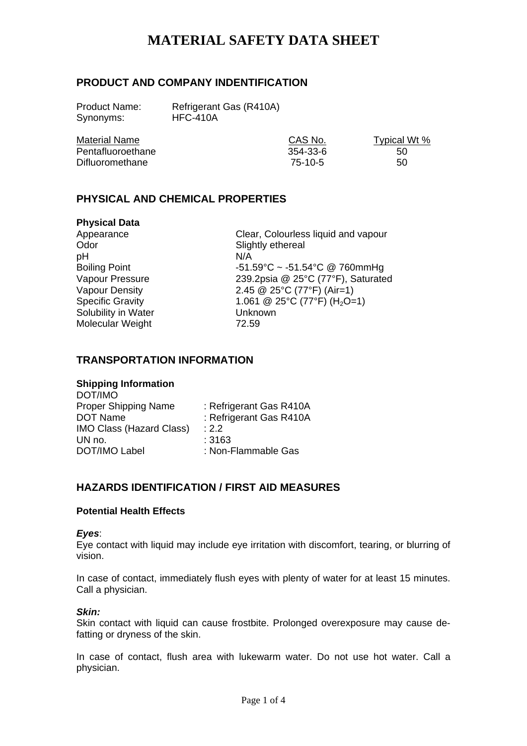# MATERIAL SAFETY DATA SHEET

## PRODUCT AND COMPANY INDENTIFICATION

Product Name: Refrigerant Gas (R410A)
Synonyms: HFC-410A

| Material Name | CAS No. | Typical Wt % |
|---|---|---|
| Pentafluoroethane | 354-33-6 | 50 |
| Difluoromethane | 75-10-5 | 50 |

## PHYSICAL AND CHEMICAL PROPERTIES

### Physical Data

| | |
|---|---|
| Appearance | Clear, Colourless liquid and vapour |
| Odor | Slightly ethereal |
| pH | N/A |
| Boiling Point | -51.59°C ~ -51.54°C @ 760mmHg |
| Vapour Pressure | 239.2psia @ 25°C (77°F), Saturated |
| Vapour Density | 2.45 @ 25°C (77°F) (Air=1) |
| Specific Gravity | 1.061 @ 25°C (77°F) ($H_2O$=1) |
| Solubility in Water | Unknown |
| Molecular Weight | 72.59 |

## TRANSPORTATION INFORMATION

### Shipping Information

DOT/IMO

| | |
|---|---|
| Proper Shipping Name | : Refrigerant Gas R410A |
| DOT Name | : Refrigerant Gas R410A |
| IMO Class (Hazard Class) | : 2.2 |
| UN no. | : 3163 |
| DOT/IMO Label | : Non-Flammable Gas |

## HAZARDS IDENTIFICATION / FIRST AID MEASURES

### Potential Health Effects

***Eyes***:
Eye contact with liquid may include eye irritation with discomfort, tearing, or blurring of vision.

In case of contact, immediately flush eyes with plenty of water for at least 15 minutes. Call a physician.

***Skin:***
Skin contact with liquid can cause frostbite. Prolonged overexposure may cause de-fatting or dryness of the skin.

In case of contact, flush area with lukewarm water. Do not use hot water. Call a physician.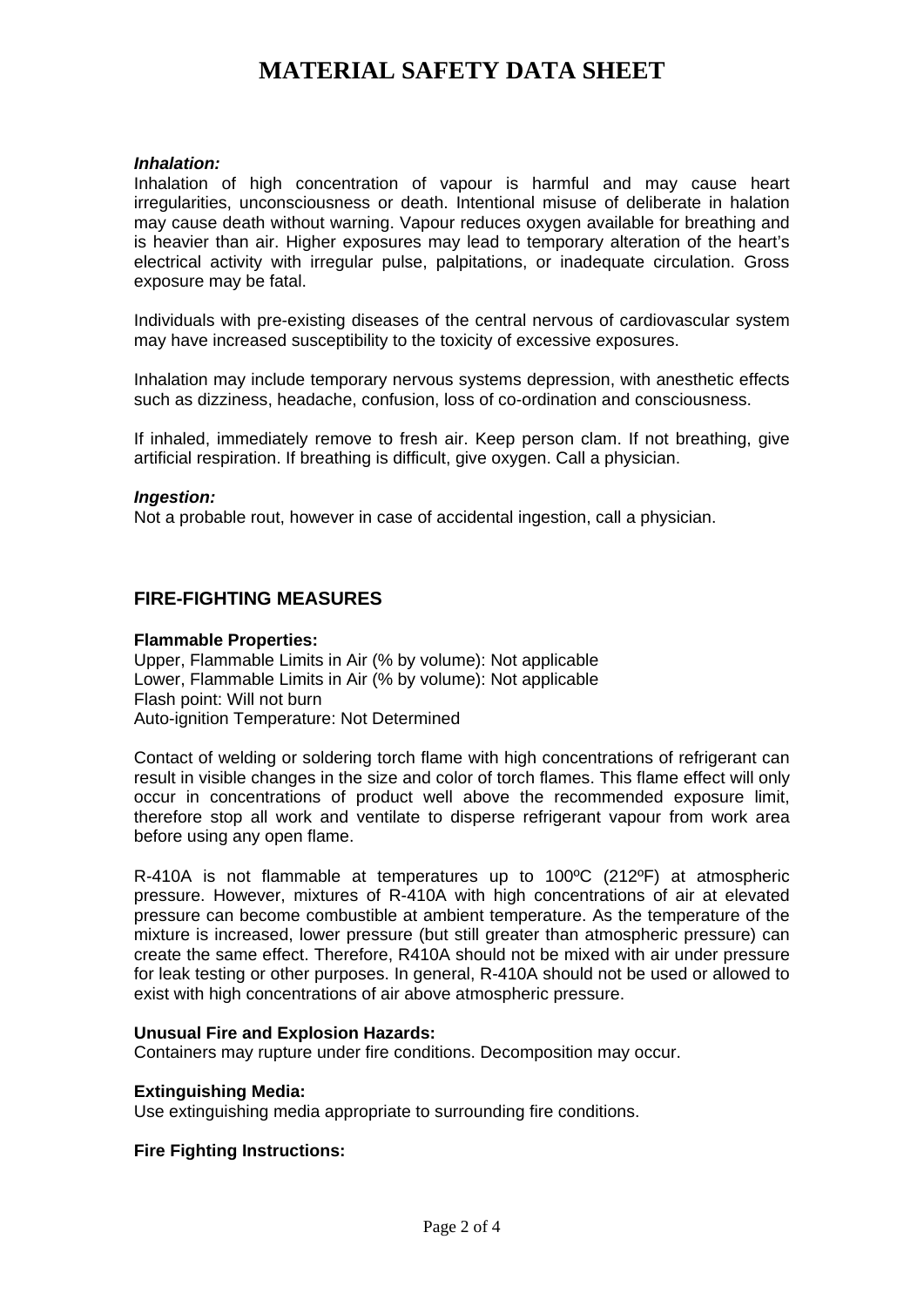# MATERIAL SAFETY DATA SHEET

***Inhalation:***

Inhalation of high concentration of vapour is harmful and may cause heart irregularities, unconsciousness or death. Intentional misuse of deliberate in halation may cause death without warning. Vapour reduces oxygen available for breathing and is heavier than air. Higher exposures may lead to temporary alteration of the heart's electrical activity with irregular pulse, palpitations, or inadequate circulation. Gross exposure may be fatal.

Individuals with pre-existing diseases of the central nervous of cardiovascular system may have increased susceptibility to the toxicity of excessive exposures.

Inhalation may include temporary nervous systems depression, with anesthetic effects such as dizziness, headache, confusion, loss of co-ordination and consciousness.

If inhaled, immediately remove to fresh air. Keep person clam. If not breathing, give artificial respiration. If breathing is difficult, give oxygen. Call a physician.

***Ingestion:***

Not a probable rout, however in case of accidental ingestion, call a physician.

## FIRE-FIGHTING MEASURES

**Flammable Properties:**

Upper, Flammable Limits in Air (% by volume): Not applicable
Lower, Flammable Limits in Air (% by volume): Not applicable
Flash point: Will not burn
Auto-ignition Temperature: Not Determined

Contact of welding or soldering torch flame with high concentrations of refrigerant can result in visible changes in the size and color of torch flames. This flame effect will only occur in concentrations of product well above the recommended exposure limit, therefore stop all work and ventilate to disperse refrigerant vapour from work area before using any open flame.

R-410A is not flammable at temperatures up to 100ºC (212ºF) at atmospheric pressure. However, mixtures of R-410A with high concentrations of air at elevated pressure can become combustible at ambient temperature. As the temperature of the mixture is increased, lower pressure (but still greater than atmospheric pressure) can create the same effect. Therefore, R410A should not be mixed with air under pressure for leak testing or other purposes. In general, R-410A should not be used or allowed to exist with high concentrations of air above atmospheric pressure.

**Unusual Fire and Explosion Hazards:**

Containers may rupture under fire conditions. Decomposition may occur.

**Extinguishing Media:**

Use extinguishing media appropriate to surrounding fire conditions.

**Fire Fighting Instructions:**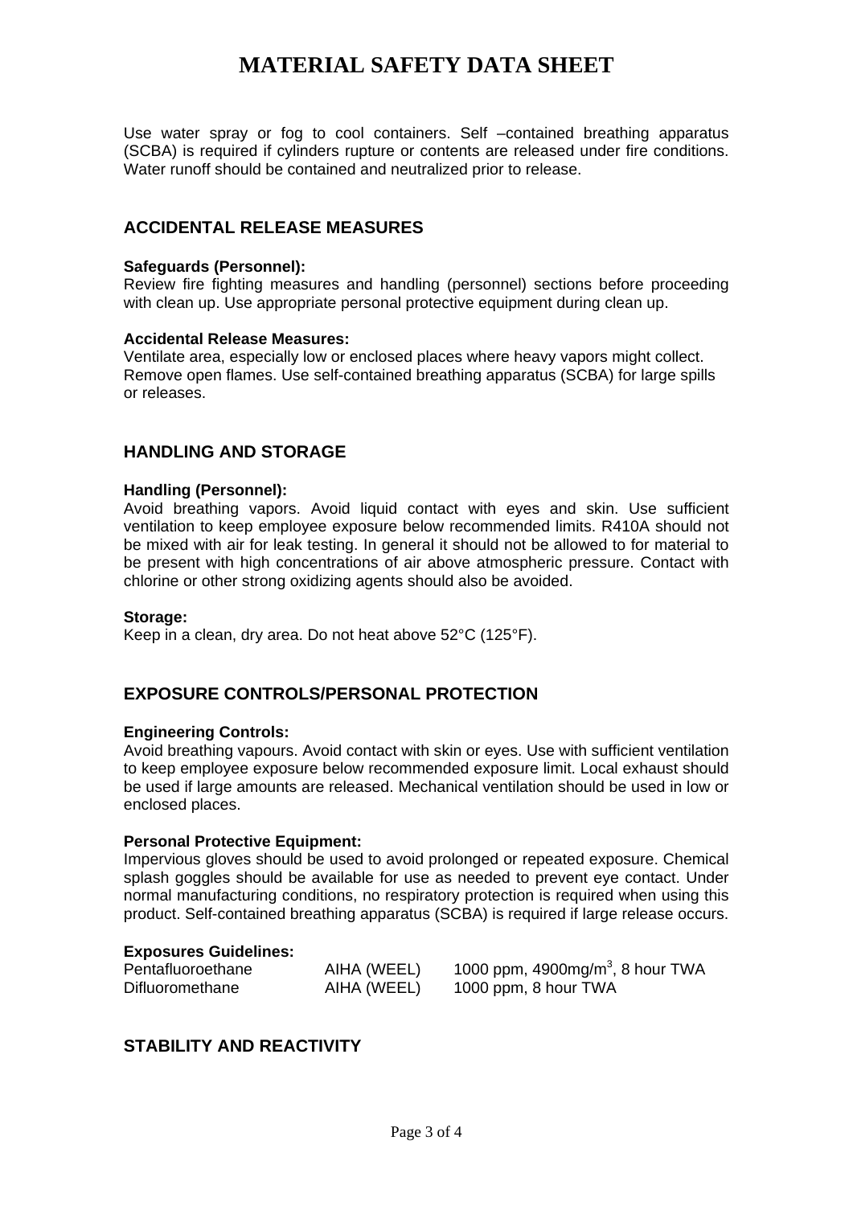# MATERIAL SAFETY DATA SHEET

Use water spray or fog to cool containers. Self –contained breathing apparatus (SCBA) is required if cylinders rupture or contents are released under fire conditions. Water runoff should be contained and neutralized prior to release.

## ACCIDENTAL RELEASE MEASURES

**Safeguards (Personnel):**
Review fire fighting measures and handling (personnel) sections before proceeding with clean up. Use appropriate personal protective equipment during clean up.

**Accidental Release Measures:**
Ventilate area, especially low or enclosed places where heavy vapors might collect. Remove open flames. Use self-contained breathing apparatus (SCBA) for large spills or releases.

## HANDLING AND STORAGE

**Handling (Personnel):**
Avoid breathing vapors. Avoid liquid contact with eyes and skin. Use sufficient ventilation to keep employee exposure below recommended limits. R410A should not be mixed with air for leak testing. In general it should not be allowed to for material to be present with high concentrations of air above atmospheric pressure. Contact with chlorine or other strong oxidizing agents should also be avoided.

**Storage:**
Keep in a clean, dry area. Do not heat above 52°C (125°F).

## EXPOSURE CONTROLS/PERSONAL PROTECTION

**Engineering Controls:**
Avoid breathing vapours. Avoid contact with skin or eyes. Use with sufficient ventilation to keep employee exposure below recommended exposure limit. Local exhaust should be used if large amounts are released. Mechanical ventilation should be used in low or enclosed places.

**Personal Protective Equipment:**
Impervious gloves should be used to avoid prolonged or repeated exposure. Chemical splash goggles should be available for use as needed to prevent eye contact. Under normal manufacturing conditions, no respiratory protection is required when using this product. Self-contained breathing apparatus (SCBA) is required if large release occurs.

**Exposures Guidelines:**

| | | |
|---|---|---|
| Pentafluoroethane | AIHA (WEEL) | 1000 ppm, 4900mg/m$^3$, 8 hour TWA |
| Difluoromethane | AIHA (WEEL) | 1000 ppm, 8 hour TWA |

## STABILITY AND REACTIVITY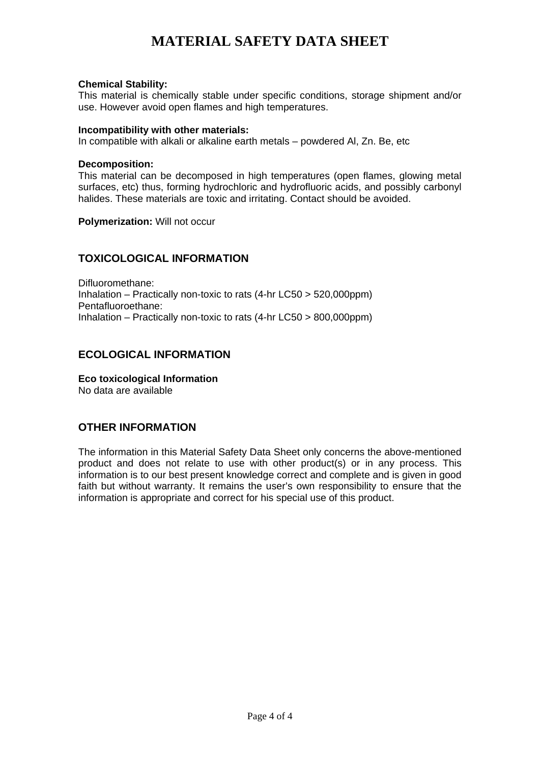# MATERIAL SAFETY DATA SHEET

**Chemical Stability:**
This material is chemically stable under specific conditions, storage shipment and/or use. However avoid open flames and high temperatures.

**Incompatibility with other materials:**
In compatible with alkali or alkaline earth metals – powdered Al, Zn. Be, etc

**Decomposition:**
This material can be decomposed in high temperatures (open flames, glowing metal surfaces, etc) thus, forming hydrochloric and hydrofluoric acids, and possibly carbonyl halides. These materials are toxic and irritating. Contact should be avoided.

**Polymerization:** Will not occur

## TOXICOLOGICAL INFORMATION

Difluoromethane:
Inhalation – Practically non-toxic to rats (4-hr LC50 > 520,000ppm)
Pentafluoroethane:
Inhalation – Practically non-toxic to rats (4-hr LC50 > 800,000ppm)

## ECOLOGICAL INFORMATION

**Eco toxicological Information**
No data are available

## OTHER INFORMATION

The information in this Material Safety Data Sheet only concerns the above-mentioned product and does not relate to use with other product(s) or in any process. This information is to our best present knowledge correct and complete and is given in good faith but without warranty. It remains the user's own responsibility to ensure that the information is appropriate and correct for his special use of this product.